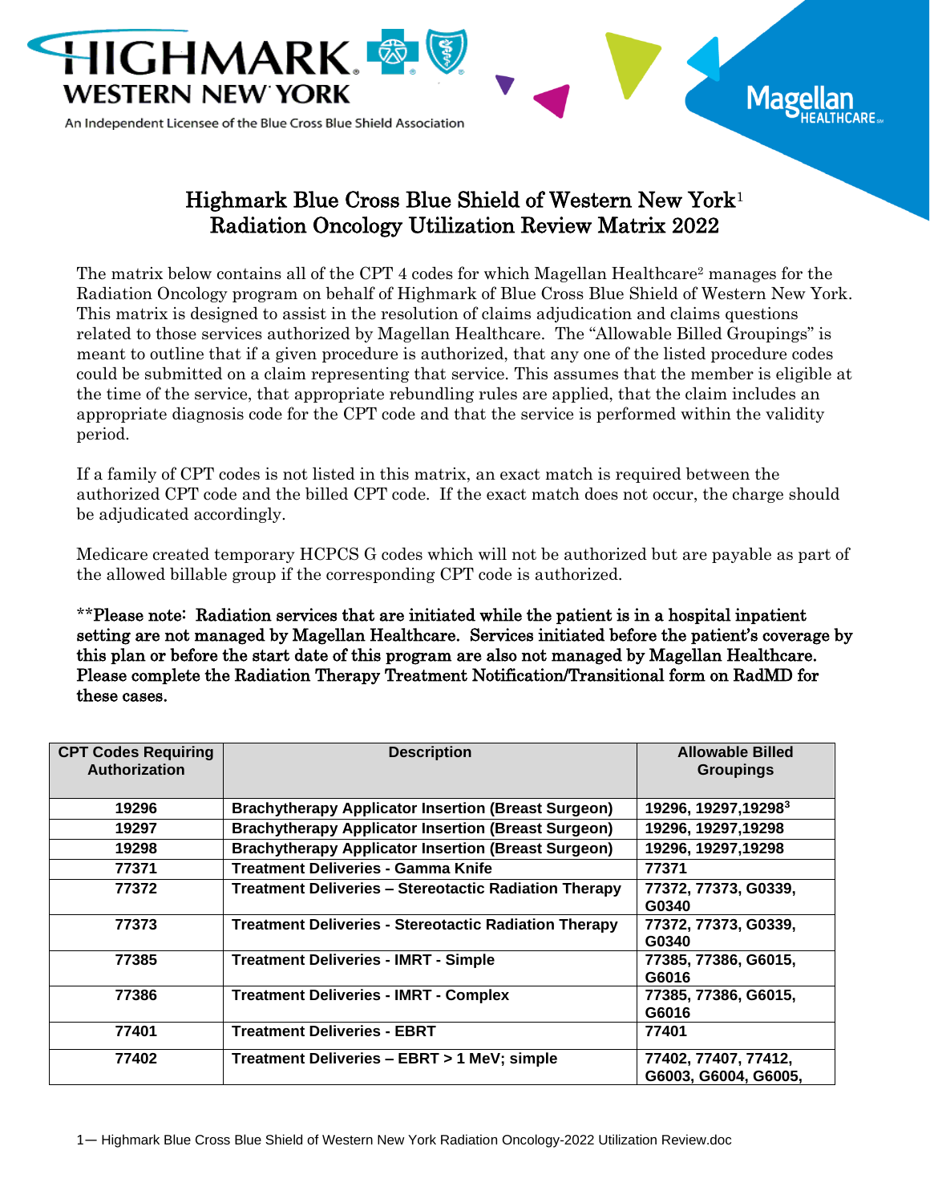# Highmark Blue Cross Blue Shield of Western New York[1] Radiation Oncology Utilization Review Matrix 2022

The matrix below contains all of the CPT 4 codes for which Magellan Healthcare[2] manages for the Radiation Oncology program on behalf of Highmark of Blue Cross Blue Shield of Western New York. This matrix is designed to assist in the resolution of claims adjudication and claims questions related to those services authorized by Magellan Healthcare. The "Allowable Billed Groupings" is meant to outline that if a given procedure is authorized, that any one of the listed procedure codes could be submitted on a claim representing that service. This assumes that the member is eligible at the time of the service, that appropriate rebundling rules are applied, that the claim includes an appropriate diagnosis code for the CPT code and that the service is performed within the validity period.

If a family of CPT codes is not listed in this matrix, an exact match is required between the authorized CPT code and the billed CPT code. If the exact match does not occur, the charge should be adjudicated accordingly.

Medicare created temporary HCPCS G codes which will not be authorized but are payable as part of the allowed billable group if the corresponding CPT code is authorized.

**\*\*Please note: Radiation services that are initiated while the patient is in a hospital inpatient setting are not managed by Magellan Healthcare. Services initiated before the patient's coverage by this plan or before the start date of this program are also not managed by Magellan Healthcare. Please complete the Radiation Therapy Treatment Notification/Transitional form on RadMD for these cases.**

| CPT Codes Requiring Authorization | Description | Allowable Billed Groupings |
|---|---|---|
| 19296 | Brachytherapy Applicator Insertion (Breast Surgeon) | 19296, 19297,19298[3] |
| 19297 | Brachytherapy Applicator Insertion (Breast Surgeon) | 19296, 19297,19298 |
| 19298 | Brachytherapy Applicator Insertion (Breast Surgeon) | 19296, 19297,19298 |
| 77371 | Treatment Deliveries - Gamma Knife | 77371 |
| 77372 | Treatment Deliveries – Stereotactic Radiation Therapy | 77372, 77373, G0339, G0340 |
| 77373 | Treatment Deliveries - Stereotactic Radiation Therapy | 77372, 77373, G0339, G0340 |
| 77385 | Treatment Deliveries - IMRT - Simple | 77385, 77386, G6015, G6016 |
| 77386 | Treatment Deliveries - IMRT - Complex | 77385, 77386, G6015, G6016 |
| 77401 | Treatment Deliveries - EBRT | 77401 |
| 77402 | Treatment Deliveries – EBRT > 1 MeV; simple | 77402, 77407, 77412, G6003, G6004, G6005, |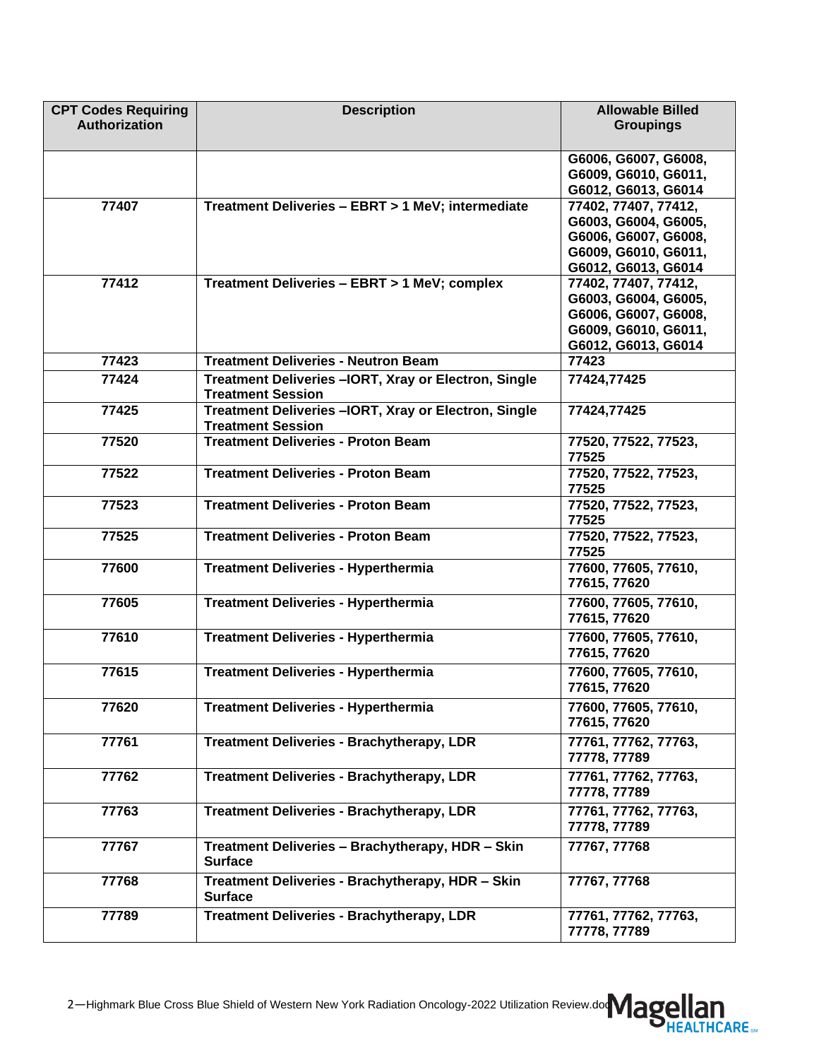| CPT Codes Requiring Authorization | Description | Allowable Billed Groupings |
|---|---|---|
| | | G6006, G6007, G6008, G6009, G6010, G6011, G6012, G6013, G6014 |
| 77407 | Treatment Deliveries – EBRT > 1 MeV; intermediate | 77402, 77407, 77412, G6003, G6004, G6005, G6006, G6007, G6008, G6009, G6010, G6011, G6012, G6013, G6014 |
| 77412 | Treatment Deliveries – EBRT > 1 MeV; complex | 77402, 77407, 77412, G6003, G6004, G6005, G6006, G6007, G6008, G6009, G6010, G6011, G6012, G6013, G6014 |
| 77423 | Treatment Deliveries - Neutron Beam | 77423 |
| 77424 | Treatment Deliveries –IORT, Xray or Electron, Single Treatment Session | 77424,77425 |
| 77425 | Treatment Deliveries –IORT, Xray or Electron, Single Treatment Session | 77424,77425 |
| 77520 | Treatment Deliveries - Proton Beam | 77520, 77522, 77523, 77525 |
| 77522 | Treatment Deliveries - Proton Beam | 77520, 77522, 77523, 77525 |
| 77523 | Treatment Deliveries - Proton Beam | 77520, 77522, 77523, 77525 |
| 77525 | Treatment Deliveries - Proton Beam | 77520, 77522, 77523, 77525 |
| 77600 | Treatment Deliveries - Hyperthermia | 77600, 77605, 77610, 77615, 77620 |
| 77605 | Treatment Deliveries - Hyperthermia | 77600, 77605, 77610, 77615, 77620 |
| 77610 | Treatment Deliveries - Hyperthermia | 77600, 77605, 77610, 77615, 77620 |
| 77615 | Treatment Deliveries - Hyperthermia | 77600, 77605, 77610, 77615, 77620 |
| 77620 | Treatment Deliveries - Hyperthermia | 77600, 77605, 77610, 77615, 77620 |
| 77761 | Treatment Deliveries - Brachytherapy, LDR | 77761, 77762, 77763, 77778, 77789 |
| 77762 | Treatment Deliveries - Brachytherapy, LDR | 77761, 77762, 77763, 77778, 77789 |
| 77763 | Treatment Deliveries - Brachytherapy, LDR | 77761, 77762, 77763, 77778, 77789 |
| 77767 | Treatment Deliveries – Brachytherapy, HDR – Skin Surface | 77767, 77768 |
| 77768 | Treatment Deliveries - Brachytherapy, HDR – Skin Surface | 77767, 77768 |
| 77789 | Treatment Deliveries - Brachytherapy, LDR | 77761, 77762, 77763, 77778, 77789 |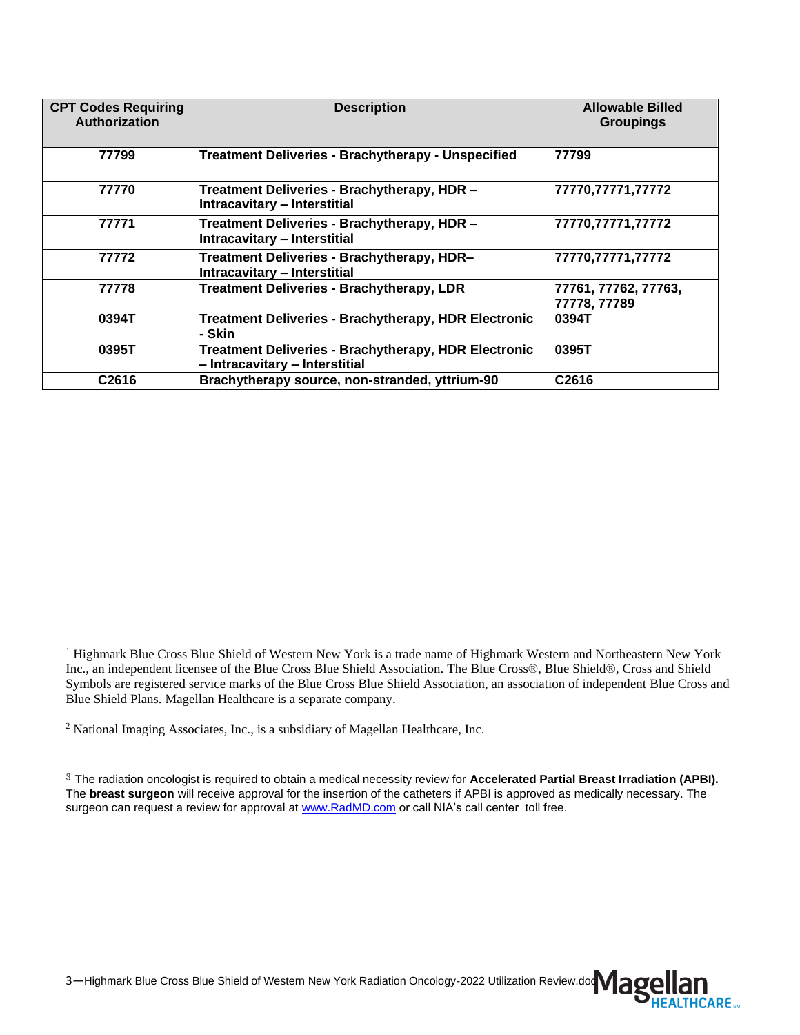| CPT Codes Requiring Authorization | Description | Allowable Billed Groupings |
|---|---|---|
| **77799** | **Treatment Deliveries - Brachytherapy - Unspecified** | **77799** |
| **77770** | **Treatment Deliveries - Brachytherapy, HDR – Intracavitary – Interstitial** | **77770,77771,77772** |
| **77771** | **Treatment Deliveries - Brachytherapy, HDR – Intracavitary – Interstitial** | **77770,77771,77772** |
| **77772** | **Treatment Deliveries - Brachytherapy, HDR– Intracavitary – Interstitial** | **77770,77771,77772** |
| **77778** | **Treatment Deliveries - Brachytherapy, LDR** | **77761, 77762, 77763, 77778, 77789** |
| **0394T** | **Treatment Deliveries - Brachytherapy, HDR Electronic - Skin** | **0394T** |
| **0395T** | **Treatment Deliveries - Brachytherapy, HDR Electronic – Intracavitary – Interstitial** | **0395T** |
| **C2616** | **Brachytherapy source, non-stranded, yttrium-90** | **C2616** |

[1] Highmark Blue Cross Blue Shield of Western New York is a trade name of Highmark Western and Northeastern New York Inc., an independent licensee of the Blue Cross Blue Shield Association. The Blue Cross®, Blue Shield®, Cross and Shield Symbols are registered service marks of the Blue Cross Blue Shield Association, an association of independent Blue Cross and Blue Shield Plans. Magellan Healthcare is a separate company.

[2] National Imaging Associates, Inc., is a subsidiary of Magellan Healthcare, Inc.

[3] The radiation oncologist is required to obtain a medical necessity review for **Accelerated Partial Breast Irradiation (APBI).** The **breast surgeon** will receive approval for the insertion of the catheters if APBI is approved as medically necessary. The surgeon can request a review for approval at [www.RadMD.com](http://www.RadMD.com) or call NIA's call center toll free.